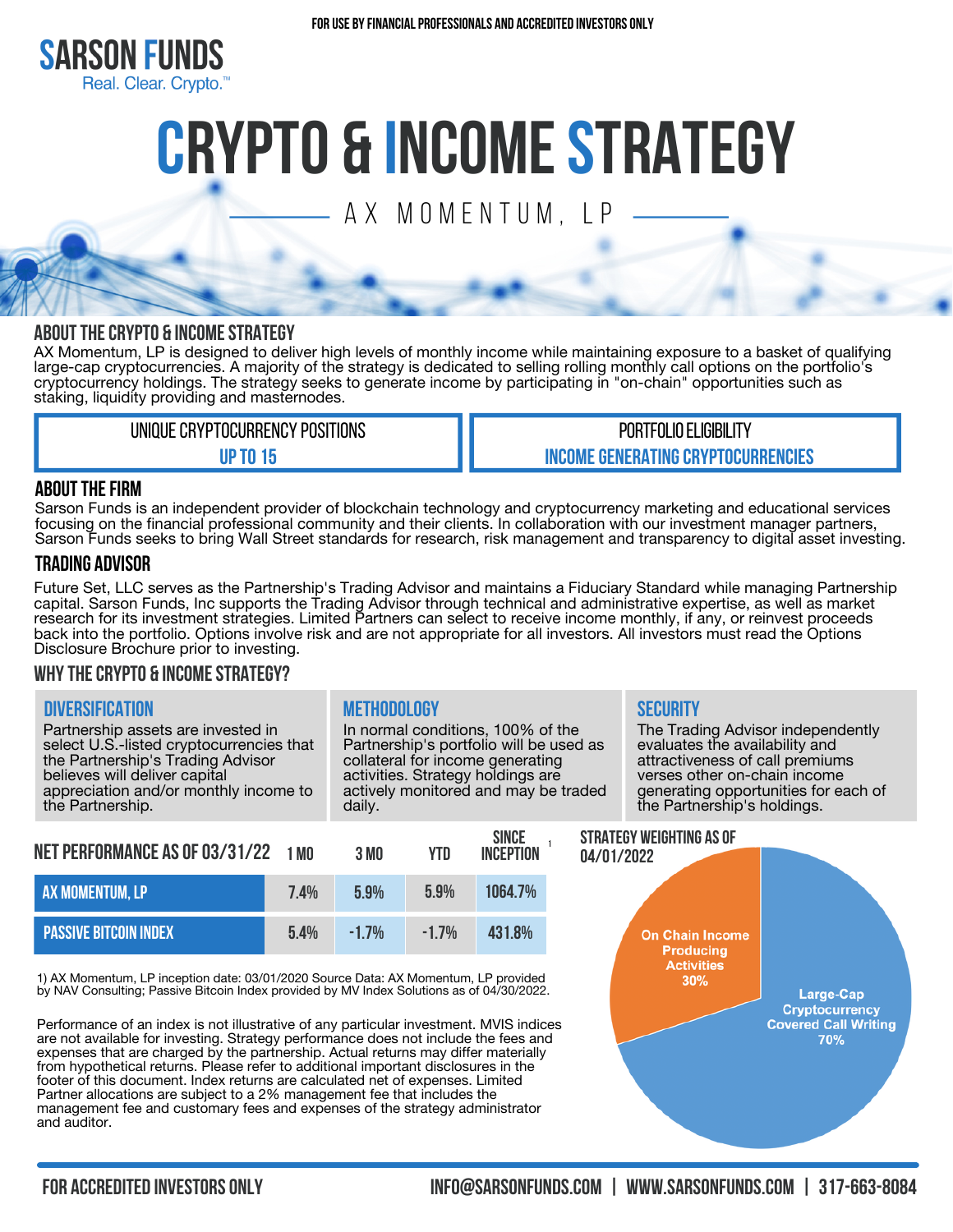FOR USE BY FINANCIAL PROFESSIONALS AND ACCREDITED INVESTORS ONLY

SARSON FUNDS
Real. Clear. Crypto.™

# CRYPTO & INCOME STRATEGY

## AX MOMENTUM, LP

### ABOUT THE CRYPTO & INCOME STRATEGY

AX Momentum, LP is designed to deliver high levels of monthly income while maintaining exposure to a basket of qualifying large-cap cryptocurrencies. A majority of the strategy is dedicated to selling rolling monthly call options on the portfolio's cryptocurrency holdings. The strategy seeks to generate income by participating in "on-chain" opportunities such as staking, liquidity providing and masternodes.

| UNIQUE CRYPTOCURRENCY POSITIONS | PORTFOLIO ELIGIBILITY |
|---|---|
| UP TO 15 | INCOME GENERATING CRYPTOCURRENCIES |

### ABOUT THE FIRM

Sarson Funds is an independent provider of blockchain technology and cryptocurrency marketing and educational services focusing on the financial professional community and their clients. In collaboration with our investment manager partners, Sarson Funds seeks to bring Wall Street standards for research, risk management and transparency to digital asset investing.

### TRADING ADVISOR

Future Set, LLC serves as the Partnership's Trading Advisor and maintains a Fiduciary Standard while managing Partnership capital. Sarson Funds, Inc supports the Trading Advisor through technical and administrative expertise, as well as market research for its investment strategies. Limited Partners can select to receive income monthly, if any, or reinvest proceeds back into the portfolio. Options involve risk and are not appropriate for all investors. All investors must read the Options Disclosure Brochure prior to investing.

### WHY THE CRYPTO & INCOME STRATEGY?

**DIVERSIFICATION**

Partnership assets are invested in select U.S.-listed cryptocurrencies that the Partnership's Trading Advisor believes will deliver capital appreciation and/or monthly income to the Partnership.

**METHODOLOGY**

In normal conditions, 100% of the Partnership's portfolio will be used as collateral for income generating activities. Strategy holdings are actively monitored and may be traded daily.

**SECURITY**

The Trading Advisor independently evaluates the availability and attractiveness of call premiums verses other on-chain income generating opportunities for each of the Partnership's holdings.

### NET PERFORMANCE AS OF 03/31/22

| | 1 MO | 3 MO | YTD | SINCE INCEPTION[1] |
|---|---|---|---|---|
| AX MOMENTUM, LP | 7.4% | 5.9% | 5.9% | 1064.7% |
| PASSIVE BITCOIN INDEX | 5.4% | -1.7% | -1.7% | 431.8% |

1) AX Momentum, LP inception date: 03/01/2020 Source Data: AX Momentum, LP provided by NAV Consulting; Passive Bitcoin Index provided by MV Index Solutions as of 04/30/2022.

Performance of an index is not illustrative of any particular investment. MVIS indices are not available for investing. Strategy performance does not include the fees and expenses that are charged by the partnership. Actual returns may differ materially from hypothetical returns. Please refer to additional important disclosures in the footer of this document. Index returns are calculated net of expenses. Limited Partner allocations are subject to a 2% management fee that includes the management fee and customary fees and expenses of the strategy administrator and auditor.

### STRATEGY WEIGHTING AS OF 04/01/2022

- On Chain Income Producing Activities: 30%
- Large-Cap Cryptocurrency Covered Call Writing: 70%

FOR ACCREDITED INVESTORS ONLY | INFO@SARSONFUNDS.COM | WWW.SARSONFUNDS.COM | 317-663-8084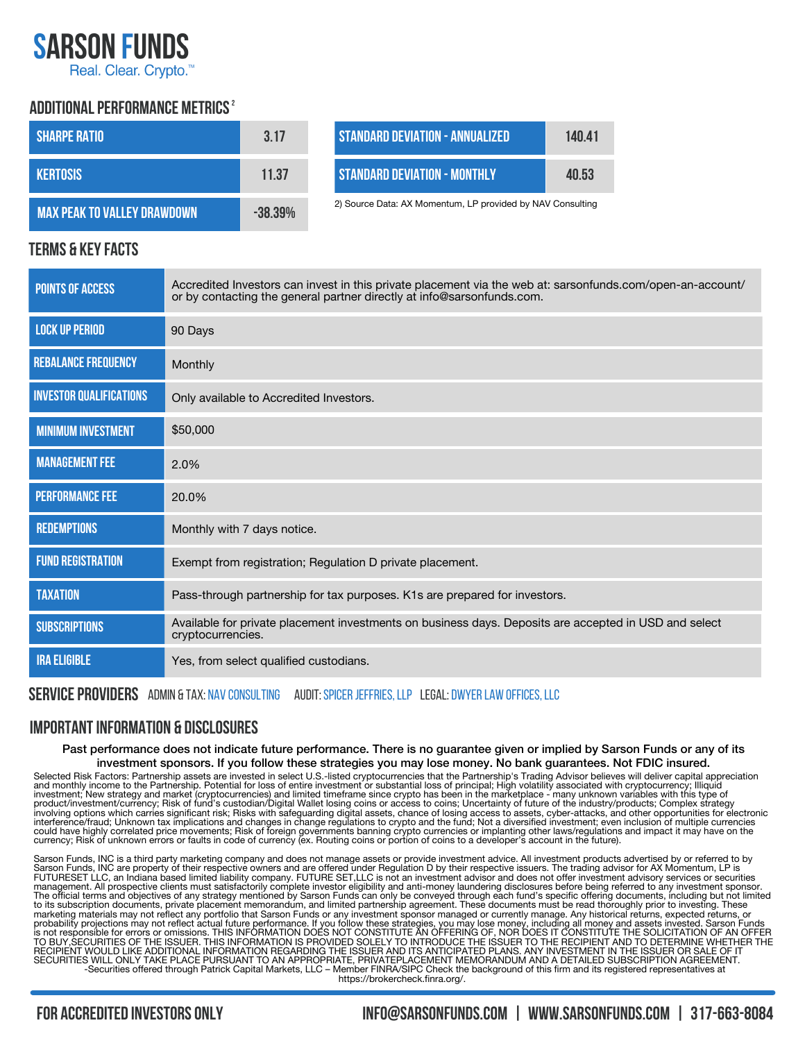# SARSON FUNDS

Real. Clear. Crypto.™

## ADDITIONAL PERFORMANCE METRICS [2]

| | |
|---|---|
| SHARPE RATIO | 3.17 |
| KERTOSIS | 11.37 |
| MAX PEAK TO VALLEY DRAWDOWN | -38.39% |

| | |
|---|---|
| STANDARD DEVIATION - ANNUALIZED | 140.41 |
| STANDARD DEVIATION - MONTHLY | 40.53 |

2) Source Data: AX Momentum, LP provided by NAV Consulting

## TERMS & KEY FACTS

| | |
|---|---|
| POINTS OF ACCESS | Accredited Investors can invest in this private placement via the web at: sarsonfunds.com/open-an-account/ or by contacting the general partner directly at info@sarsonfunds.com. |
| LOCK UP PERIOD | 90 Days |
| REBALANCE FREQUENCY | Monthly |
| INVESTOR QUALIFICATIONS | Only available to Accredited Investors. |
| MINIMUM INVESTMENT | $50,000 |
| MANAGEMENT FEE | 2.0% |
| PERFORMANCE FEE | 20.0% |
| REDEMPTIONS | Monthly with 7 days notice. |
| FUND REGISTRATION | Exempt from registration; Regulation D private placement. |
| TAXATION | Pass-through partnership for tax purposes. K1s are prepared for investors. |
| SUBSCRIPTIONS | Available for private placement investments on business days. Deposits are accepted in USD and select cryptocurrencies. |
| IRA ELIGIBLE | Yes, from select qualified custodians. |

**SERVICE PROVIDERS** ADMIN & TAX: NAV CONSULTING AUDIT: SPICER JEFFRIES, LLP LEGAL: DWYER LAW OFFICES, LLC

## IMPORTANT INFORMATION & DISCLOSURES

**Past performance does not indicate future performance. There is no guarantee given or implied by Sarson Funds or any of its investment sponsors. If you follow these strategies you may lose money. No bank guarantees. Not FDIC insured.**

Selected Risk Factors: Partnership assets are invested in select U.S.-listed cryptocurrencies that the Partnership's Trading Advisor believes will deliver capital appreciation and monthly income to the Partnership. Potential for loss of entire investment or substantial loss of principal; High volatility associated with cryptocurrency; Illiquid investment; New strategy and market (cryptocurrencies) and limited timeframe since crypto has been in the marketplace - many unknown variables with this type of product/investment/currency; Risk of fund's custodian/Digital Wallet losing coins or access to coins; Uncertainty of future of the industry/products; Complex strategy involving options which carries significant risk; Risks with safeguarding digital assets, chance of losing access to assets, cyber-attacks, and other opportunities for electronic interference/fraud; Unknown tax implications and changes in change regulations to crypto and the fund; Not a diversified investment; even inclusion of multiple currencies could have highly correlated price movements; Risk of foreign governments banning crypto currencies or implanting other laws/regulations and impact it may have on the currency; Risk of unknown errors or faults in code of currency (ex. Routing coins or portion of coins to a developer's account in the future).

Sarson Funds, INC is a third party marketing company and does not manage assets or provide investment advice. All investment products advertised by or referred to by Sarson Funds, INC are property of their respective owners and are offered under Regulation D by their respective issuers. The trading advisor for AX Momentum, LP is FUTURESET LLC, an Indiana based limited liability company. FUTURE SET,LLC is not an investment advisor and does not offer investment advisory services or securities management. All prospective clients must satisfactorily complete investor eligibility and anti-money laundering disclosures before being referred to any investment sponsor. The official terms and objectives of any strategy mentioned by Sarson Funds can only be conveyed through each fund's specific offering documents, including but not limited to its subscription documents, private placement memorandum, and limited partnership agreement. These documents must be read thoroughly prior to investing. These marketing materials may not reflect any portfolio that Sarson Funds or any investment sponsor managed or currently manage. Any historical returns, expected returns, or probability projections may not reflect actual future performance. If you follow these strategies, you may lose money, including all money and assets invested. Sarson Funds is not responsible for errors or omissions. THIS INFORMATION DOES NOT CONSTITUTE AN OFFERING OF, NOR DOES IT CONSTITUTE THE SOLICITATION OF AN OFFER TO BUY,SECURITIES OF THE ISSUER. THIS INFORMATION IS PROVIDED SOLELY TO INTRODUCE THE ISSUER TO THE RECIPIENT AND TO DETERMINE WHETHER THE RECIPIENT WOULD LIKE ADDITIONAL INFORMATION REGARDING THE ISSUER AND ITS ANTICIPATED PLANS. ANY INVESTMENT IN THE ISSUER OR SALE OF IT SECURITIES WILL ONLY TAKE PLACE PURSUANT TO AN APPROPRIATE, PRIVATEPLACEMENT MEMORANDUM AND A DETAILED SUBSCRIPTION AGREEMENT. -Securities offered through Patrick Capital Markets, LLC – Member FINRA/SIPC Check the background of this firm and its registered representatives at https://brokercheck.finra.org/.

FOR ACCREDITED INVESTORS ONLY INFO@SARSONFUNDS.COM | WWW.SARSONFUNDS.COM | 317-663-8084